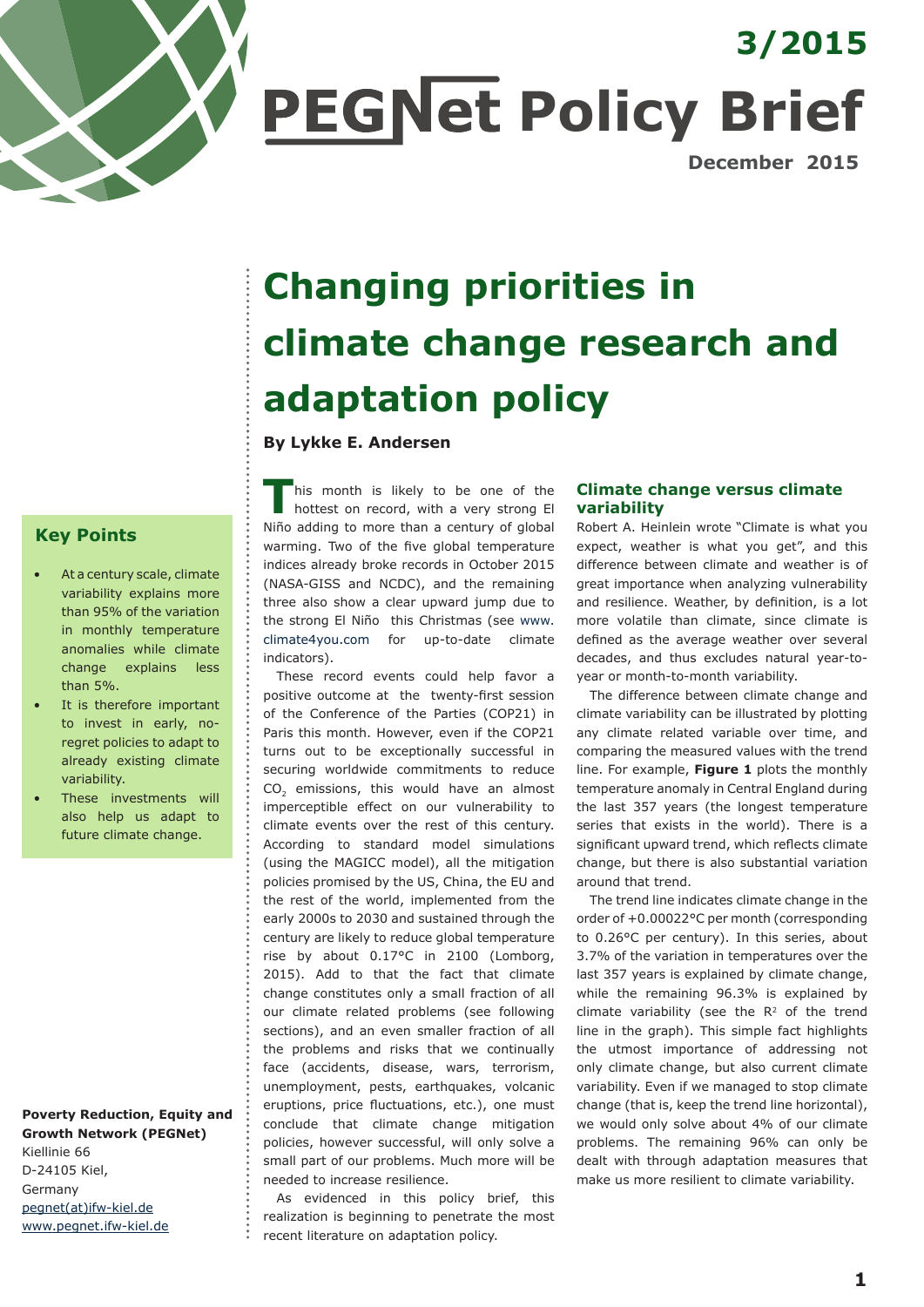3/2015

# PEGNet Policy Brief

December 2015

# Changing priorities in climate change research and adaptation policy

**By Lykke E. Andersen**

## Key Points

- At a century scale, climate variability explains more than 95% of the variation in monthly temperature anomalies while climate change explains less than 5%.
- It is therefore important to invest in early, no-regret policies to adapt to already existing climate variability.
- These investments will also help us adapt to future climate change.

**Poverty Reduction, Equity and Growth Network (PEGNet)**
Kiellinie 66
D-24105 Kiel,
Germany
pegnet(at)ifw-kiel.de
www.pegnet.ifw-kiel.de

This month is likely to be one of the hottest on record, with a very strong El Niño adding to more than a century of global warming. Two of the five global temperature indices already broke records in October 2015 (NASA-GISS and NCDC), and the remaining three also show a clear upward jump due to the strong El Niño this Christmas (see www.climate4you.com for up-to-date climate indicators).

These record events could help favor a positive outcome at the twenty-first session of the Conference of the Parties (COP21) in Paris this month. However, even if the COP21 turns out to be exceptionally successful in securing worldwide commitments to reduce $CO_2$ emissions, this would have an almost imperceptible effect on our vulnerability to climate events over the rest of this century. According to standard model simulations (using the MAGICC model), all the mitigation policies promised by the US, China, the EU and the rest of the world, implemented from the early 2000s to 2030 and sustained through the century are likely to reduce global temperature rise by about 0.17°C in 2100 (Lomborg, 2015). Add to that the fact that climate change constitutes only a small fraction of all our climate related problems (see following sections), and an even smaller fraction of all the problems and risks that we continually face (accidents, disease, wars, terrorism, unemployment, pests, earthquakes, volcanic eruptions, price fluctuations, etc.), one must conclude that climate change mitigation policies, however successful, will only solve a small part of our problems. Much more will be needed to increase resilience.

As evidenced in this policy brief, this realization is beginning to penetrate the most recent literature on adaptation policy.

## Climate change versus climate variability

Robert A. Heinlein wrote "Climate is what you expect, weather is what you get", and this difference between climate and weather is of great importance when analyzing vulnerability and resilience. Weather, by definition, is a lot more volatile than climate, since climate is defined as the average weather over several decades, and thus excludes natural year-to-year or month-to-month variability.

The difference between climate change and climate variability can be illustrated by plotting any climate related variable over time, and comparing the measured values with the trend line. For example, **Figure 1** plots the monthly temperature anomaly in Central England during the last 357 years (the longest temperature series that exists in the world). There is a significant upward trend, which reflects climate change, but there is also substantial variation around that trend.

The trend line indicates climate change in the order of +0.00022°C per month (corresponding to 0.26°C per century). In this series, about 3.7% of the variation in temperatures over the last 357 years is explained by climate change, while the remaining 96.3% is explained by climate variability (see the $R^2$ of the trend line in the graph). This simple fact highlights the utmost importance of addressing not only climate change, but also current climate variability. Even if we managed to stop climate change (that is, keep the trend line horizontal), we would only solve about 4% of our climate problems. The remaining 96% can only be dealt with through adaptation measures that make us more resilient to climate variability.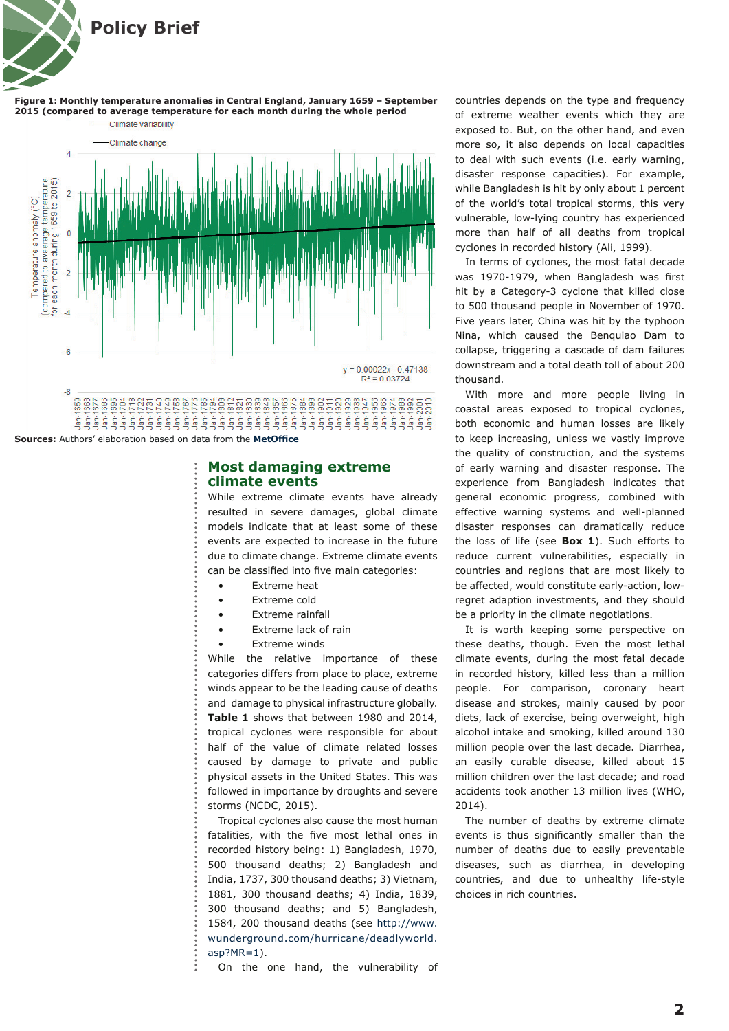**Figure 1: Monthly temperature anomalies in Central England, January 1659 – September 2015 (compared to average temperature for each month during the whole period**

**Sources:** Authors' elaboration based on data from the **MetOffice**

## Most damaging extreme climate events

While extreme climate events have already resulted in severe damages, global climate models indicate that at least some of these events are expected to increase in the future due to climate change. Extreme climate events can be classified into five main categories:

- Extreme heat
- Extreme cold
- Extreme rainfall
- Extreme lack of rain
- Extreme winds

While the relative importance of these categories differs from place to place, extreme winds appear to be the leading cause of deaths and damage to physical infrastructure globally. **Table 1** shows that between 1980 and 2014, tropical cyclones were responsible for about half of the value of climate related losses caused by damage to private and public physical assets in the United States. This was followed in importance by droughts and severe storms (NCDC, 2015).

Tropical cyclones also cause the most human fatalities, with the five most lethal ones in recorded history being: 1) Bangladesh, 1970, 500 thousand deaths; 2) Bangladesh and India, 1737, 300 thousand deaths; 3) Vietnam, 1881, 300 thousand deaths; 4) India, 1839, 300 thousand deaths; and 5) Bangladesh, 1584, 200 thousand deaths (see http://www.wunderground.com/hurricane/deadlyworld.asp?MR=1).

On the one hand, the vulnerability of countries depends on the type and frequency of extreme weather events which they are exposed to. But, on the other hand, and even more so, it also depends on local capacities to deal with such events (i.e. early warning, disaster response capacities). For example, while Bangladesh is hit by only about 1 percent of the world's total tropical storms, this very vulnerable, low-lying country has experienced more than half of all deaths from tropical cyclones in recorded history (Ali, 1999).

In terms of cyclones, the most fatal decade was 1970-1979, when Bangladesh was first hit by a Category-3 cyclone that killed close to 500 thousand people in November of 1970. Five years later, China was hit by the typhoon Nina, which caused the Benquiao Dam to collapse, triggering a cascade of dam failures downstream and a total death toll of about 200 thousand.

With more and more people living in coastal areas exposed to tropical cyclones, both economic and human losses are likely to keep increasing, unless we vastly improve the quality of construction, and the systems of early warning and disaster response. The experience from Bangladesh indicates that general economic progress, combined with effective warning systems and well-planned disaster responses can dramatically reduce the loss of life (see **Box 1**). Such efforts to reduce current vulnerabilities, especially in countries and regions that are most likely to be affected, would constitute early-action, low-regret adaptation investments, and they should be a priority in the climate negotiations.

It is worth keeping some perspective on these deaths, though. Even the most lethal climate events, during the most fatal decade in recorded history, killed less than a million people. For comparison, coronary heart disease and strokes, mainly caused by poor diets, lack of exercise, being overweight, high alcohol intake and smoking, killed around 130 million people over the last decade. Diarrhea, an easily curable disease, killed about 15 million children over the last decade; and road accidents took another 13 million lives (WHO, 2014).

The number of deaths by extreme climate events is thus significantly smaller than the number of deaths due to easily preventable diseases, such as diarrhea, in developing countries, and due to unhealthy life-style choices in rich countries.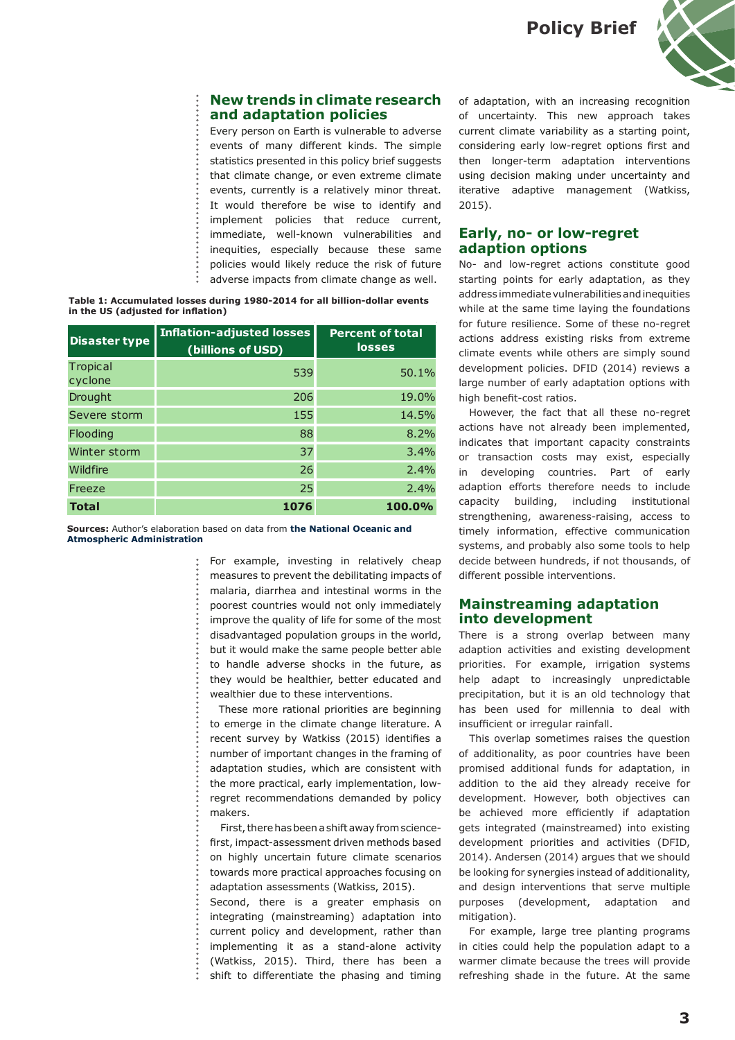## New trends in climate research and adaptation policies

Every person on Earth is vulnerable to adverse events of many different kinds. The simple statistics presented in this policy brief suggests that climate change, or even extreme climate events, currently is a relatively minor threat. It would therefore be wise to identify and implement policies that reduce current, immediate, well-known vulnerabilities and inequities, especially because these same policies would likely reduce the risk of future adverse impacts from climate change as well.

**Table 1: Accumulated losses during 1980-2014 for all billion-dollar events in the US (adjusted for inflation)**

| Disaster type | Inflation-adjusted losses (billions of USD) | Percent of total losses |
|---|---|---|
| Tropical cyclone | 539 | 50.1% |
| Drought | 206 | 19.0% |
| Severe storm | 155 | 14.5% |
| Flooding | 88 | 8.2% |
| Winter storm | 37 | 3.4% |
| Wildfire | 26 | 2.4% |
| Freeze | 25 | 2.4% |
| **Total** | **1076** | **100.0%** |

**Sources:** Author's elaboration based on data from **the National Oceanic and Atmospheric Administration**

For example, investing in relatively cheap measures to prevent the debilitating impacts of malaria, diarrhea and intestinal worms in the poorest countries would not only immediately improve the quality of life for some of the most disadvantaged population groups in the world, but it would make the same people better able to handle adverse shocks in the future, as they would be healthier, better educated and wealthier due to these interventions.

These more rational priorities are beginning to emerge in the climate change literature. A recent survey by Watkiss (2015) identifies a number of important changes in the framing of adaptation studies, which are consistent with the more practical, early implementation, low-regret recommendations demanded by policy makers.

First, there has been a shift away from science-first, impact-assessment driven methods based on highly uncertain future climate scenarios towards more practical approaches focusing on adaptation assessments (Watkiss, 2015).

Second, there is a greater emphasis on integrating (mainstreaming) adaptation into current policy and development, rather than implementing it as a stand-alone activity (Watkiss, 2015). Third, there has been a shift to differentiate the phasing and timing of adaptation, with an increasing recognition of uncertainty. This new approach takes current climate variability as a starting point, considering early low-regret options first and then longer-term adaptation interventions using decision making under uncertainty and iterative adaptive management (Watkiss, 2015).

## Early, no- or low-regret adaption options

No- and low-regret actions constitute good starting points for early adaptation, as they address immediate vulnerabilities and inequities while at the same time laying the foundations for future resilience. Some of these no-regret actions address existing risks from extreme climate events while others are simply sound development policies. DFID (2014) reviews a large number of early adaptation options with high benefit-cost ratios.

However, the fact that all these no-regret actions have not already been implemented, indicates that important capacity constraints or transaction costs may exist, especially in developing countries. Part of early adaption efforts therefore needs to include capacity building, including institutional strengthening, awareness-raising, access to timely information, effective communication systems, and probably also some tools to help decide between hundreds, if not thousands, of different possible interventions.

## Mainstreaming adaptation into development

There is a strong overlap between many adaption activities and existing development priorities. For example, irrigation systems help adapt to increasingly unpredictable precipitation, but it is an old technology that has been used for millennia to deal with insufficient or irregular rainfall.

This overlap sometimes raises the question of additionality, as poor countries have been promised additional funds for adaptation, in addition to the aid they already receive for development. However, both objectives can be achieved more efficiently if adaptation gets integrated (mainstreamed) into existing development priorities and activities (DFID, 2014). Andersen (2014) argues that we should be looking for synergies instead of additionality, and design interventions that serve multiple purposes (development, adaptation and mitigation).

For example, large tree planting programs in cities could help the population adapt to a warmer climate because the trees will provide refreshing shade in the future. At the same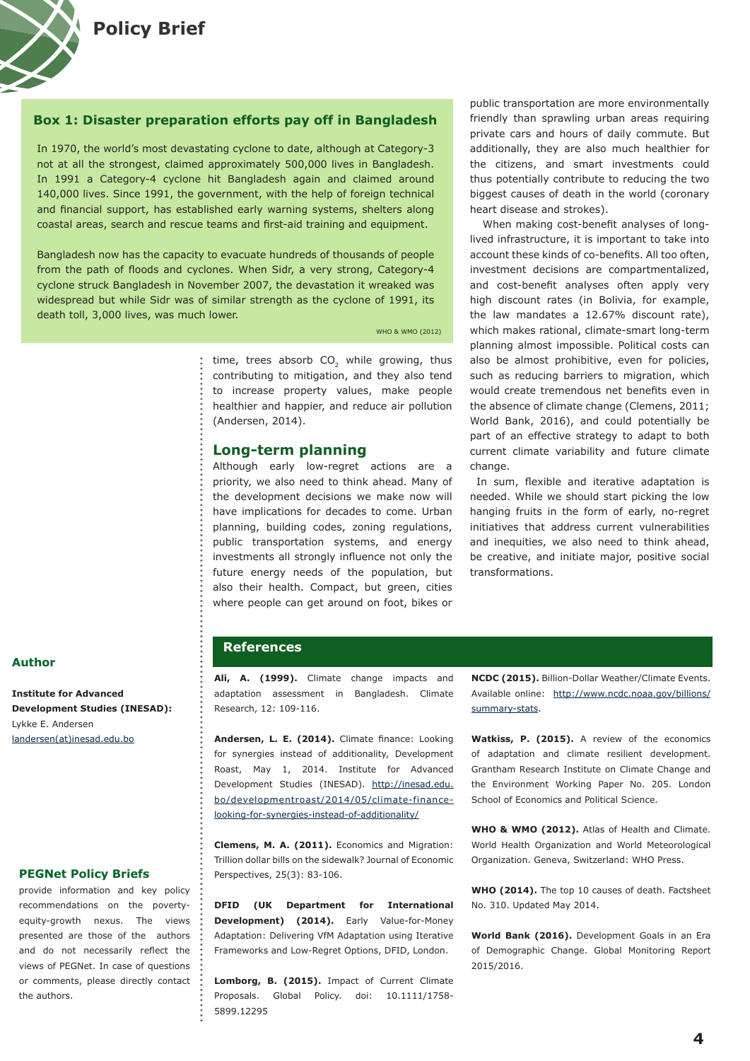## Box 1: Disaster preparation efforts pay off in Bangladesh

In 1970, the world's most devastating cyclone to date, although at Category-3 not at all the strongest, claimed approximately 500,000 lives in Bangladesh. In 1991 a Category-4 cyclone hit Bangladesh again and claimed around 140,000 lives. Since 1991, the government, with the help of foreign technical and financial support, has established early warning systems, shelters along coastal areas, search and rescue teams and first-aid training and equipment.

Bangladesh now has the capacity to evacuate hundreds of thousands of people from the path of floods and cyclones. When Sidr, a very strong, Category-4 cyclone struck Bangladesh in November 2007, the devastation it wreaked was widespread but while Sidr was of similar strength as the cyclone of 1991, its death toll, 3,000 lives, was much lower.

WHO & WMO (2012)

time, trees absorb $CO_2$ while growing, thus contributing to mitigation, and they also tend to increase property values, make people healthier and happier, and reduce air pollution (Andersen, 2014).

## Long-term planning

Although early low-regret actions are a priority, we also need to think ahead. Many of the development decisions we make now will have implications for decades to come. Urban planning, building codes, zoning regulations, public transportation systems, and energy investments all strongly influence not only the future energy needs of the population, but also their health. Compact, but green, cities where people can get around on foot, bikes or public transportation are more environmentally friendly than sprawling urban areas requiring private cars and hours of daily commute. But additionally, they are also much healthier for the citizens, and smart investments could thus potentially contribute to reducing the two biggest causes of death in the world (coronary heart disease and strokes).

When making cost-benefit analyses of long-lived infrastructure, it is important to take into account these kinds of co-benefits. All too often, investment decisions are compartmentalized, and cost-benefit analyses often apply very high discount rates (in Bolivia, for example, the law mandates a 12.67% discount rate), which makes rational, climate-smart long-term planning almost impossible. Political costs can also be almost prohibitive, even for policies, such as reducing barriers to migration, which would create tremendous net benefits even in the absence of climate change (Clemens, 2011; World Bank, 2016), and could potentially be part of an effective strategy to adapt to both current climate variability and future climate change.

In sum, flexible and iterative adaptation is needed. While we should start picking the low hanging fruits in the form of early, no-regret initiatives that address current vulnerabilities and inequities, we also need to think ahead, be creative, and initiate major, positive social transformations.

## Author

**Institute for Advanced Development Studies (INESAD):**
Lykke E. Andersen
landersen(at)inesad.edu.bo

## PEGNet Policy Briefs

provide information and key policy recommendations on the poverty-equity-growth nexus. The views presented are those of the authors and do not necessarily reflect the views of PEGNet. In case of questions or comments, please directly contact the authors.

## References

**Ali, A. (1999).** Climate change impacts and adaptation assessment in Bangladesh. Climate Research, 12: 109-116.

**Andersen, L. E. (2014).** Climate finance: Looking for synergies instead of additionality, Development Roast, May 1, 2014. Institute for Advanced Development Studies (INESAD). http://inesad.edu.bo/developmentroast/2014/05/climate-finance-looking-for-synergies-instead-of-additionality/

**Clemens, M. A. (2011).** Economics and Migration: Trillion dollar bills on the sidewalk? Journal of Economic Perspectives, 25(3): 83-106.

**DFID (UK Department for International Development) (2014).** Early Value-for-Money Adaptation: Delivering VfM Adaptation using Iterative Frameworks and Low-Regret Options, DFID, London.

**Lomborg, B. (2015).** Impact of Current Climate Proposals. Global Policy. doi: 10.1111/1758-5899.12295

**NCDC (2015).** Billion-Dollar Weather/Climate Events. Available online: http://www.ncdc.noaa.gov/billions/summary-stats.

**Watkiss, P. (2015).** A review of the economics of adaptation and climate resilient development. Grantham Research Institute on Climate Change and the Environment Working Paper No. 205. London School of Economics and Political Science.

**WHO & WMO (2012).** Atlas of Health and Climate. World Health Organization and World Meteorological Organization. Geneva, Switzerland: WHO Press.

**WHO (2014).** The top 10 causes of death. Factsheet No. 310. Updated May 2014.

**World Bank (2016).** Development Goals in an Era of Demographic Change. Global Monitoring Report 2015/2016.